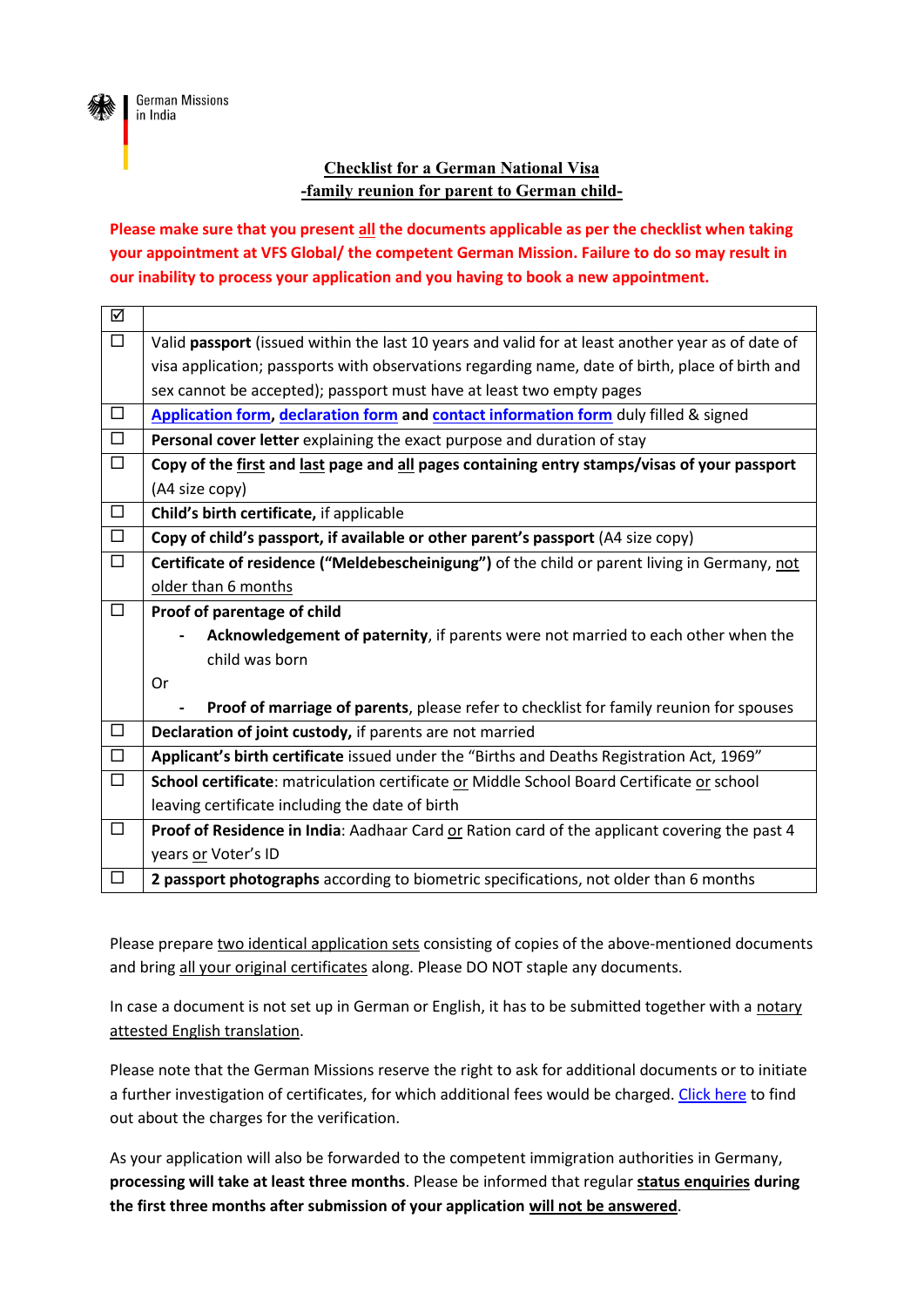German Missions in India

**<u>Checklist for a German National Visa</u>**
**<u>-family reunion for parent to German child-</u>**

**Please make sure that you present <u>all</u> the documents applicable as per the checklist when taking your appointment at VFS Global/ the competent German Mission. Failure to do so may result in our inability to process your application and you having to book a new appointment.**

| ☑ | |
|---|---|
| ☐ | Valid **passport** (issued within the last 10 years and valid for at least another year as of date of visa application; passports with observations regarding name, date of birth, place of birth and sex cannot be accepted); passport must have at least two empty pages |
| ☐ | <u>Application form</u>, <u>declaration form</u> **and** <u>contact information form</u> duly filled & signed |
| ☐ | **Personal cover letter** explaining the exact purpose and duration of stay |
| ☐ | **Copy of the <u>first</u> and <u>last</u> page and <u>all</u> pages containing entry stamps/visas of your passport** (A4 size copy) |
| ☐ | **Child's birth certificate,** if applicable |
| ☐ | **Copy of child's passport, if available or other parent's passport** (A4 size copy) |
| ☐ | **Certificate of residence ("Meldebescheinigung")** of the child or parent living in Germany, <u>not older than 6 months</u> |
| ☐ | **Proof of parentage of child**<br>- **Acknowledgement of paternity**, if parents were not married to each other when the child was born<br>Or<br>- **Proof of marriage of parents**, please refer to checklist for family reunion for spouses |
| ☐ | **Declaration of joint custody,** if parents are not married |
| ☐ | **Applicant's birth certificate** issued under the "Births and Deaths Registration Act, 1969" |
| ☐ | **School certificate**: matriculation certificate <u>or</u> Middle School Board Certificate <u>or</u> school leaving certificate including the date of birth |
| ☐ | **Proof of Residence in India**: Aadhaar Card <u>or</u> Ration card of the applicant covering the past 4 years <u>or</u> Voter's ID |
| ☐ | **2 passport photographs** according to biometric specifications, not older than 6 months |

Please prepare <u>two identical application sets</u> consisting of copies of the above-mentioned documents and bring <u>all your original certificates</u> along. Please DO NOT staple any documents.

In case a document is not set up in German or English, it has to be submitted together with a <u>notary attested English translation</u>.

Please note that the German Missions reserve the right to ask for additional documents or to initiate a further investigation of certificates, for which additional fees would be charged. <u>Click here</u> to find out about the charges for the verification.

As your application will also be forwarded to the competent immigration authorities in Germany, **processing will take at least three months**. Please be informed that regular **<u>status enquiries</u> during the first three months after submission of your application <u>will not be answered</u>**.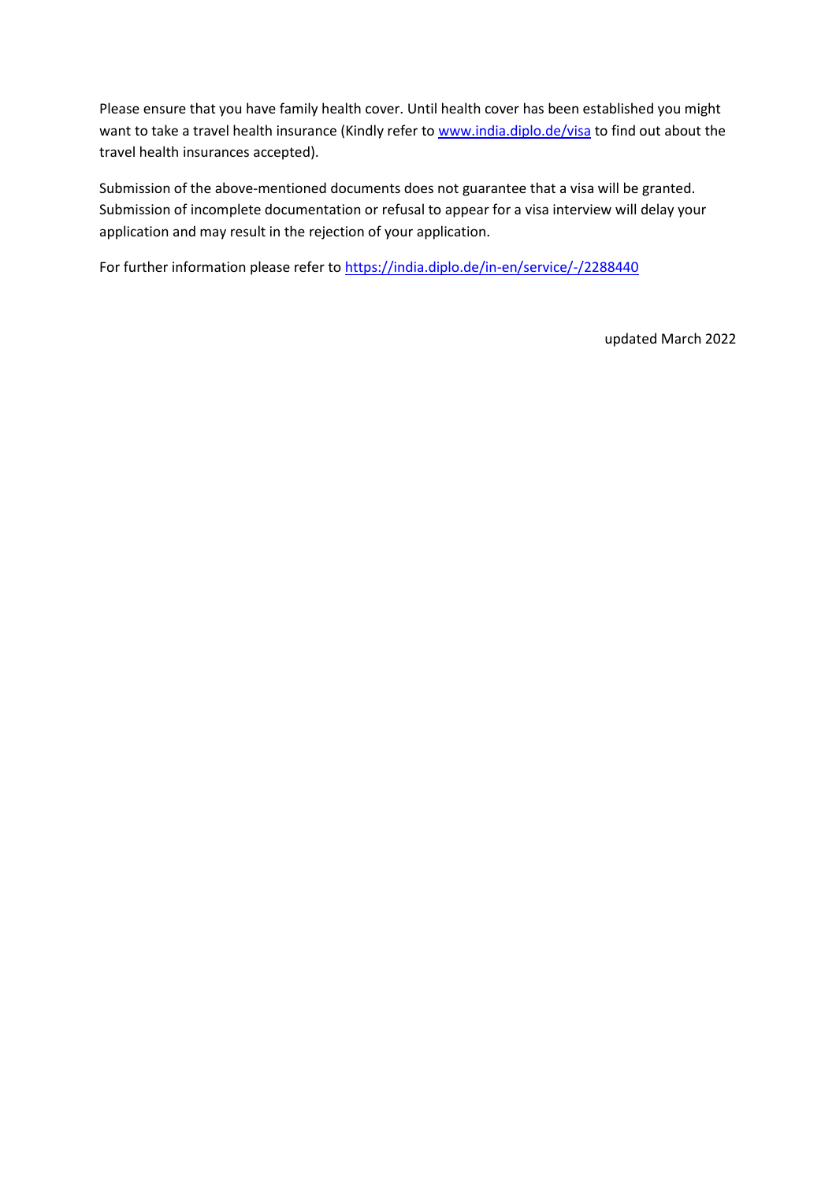Please ensure that you have family health cover. Until health cover has been established you might want to take a travel health insurance (Kindly refer to [www.india.diplo.de/visa](www.india.diplo.de/visa) to find out about the travel health insurances accepted).

Submission of the above-mentioned documents does not guarantee that a visa will be granted. Submission of incomplete documentation or refusal to appear for a visa interview will delay your application and may result in the rejection of your application.

For further information please refer to [https://india.diplo.de/in-en/service/-/2288440](https://india.diplo.de/in-en/service/-/2288440)

updated March 2022